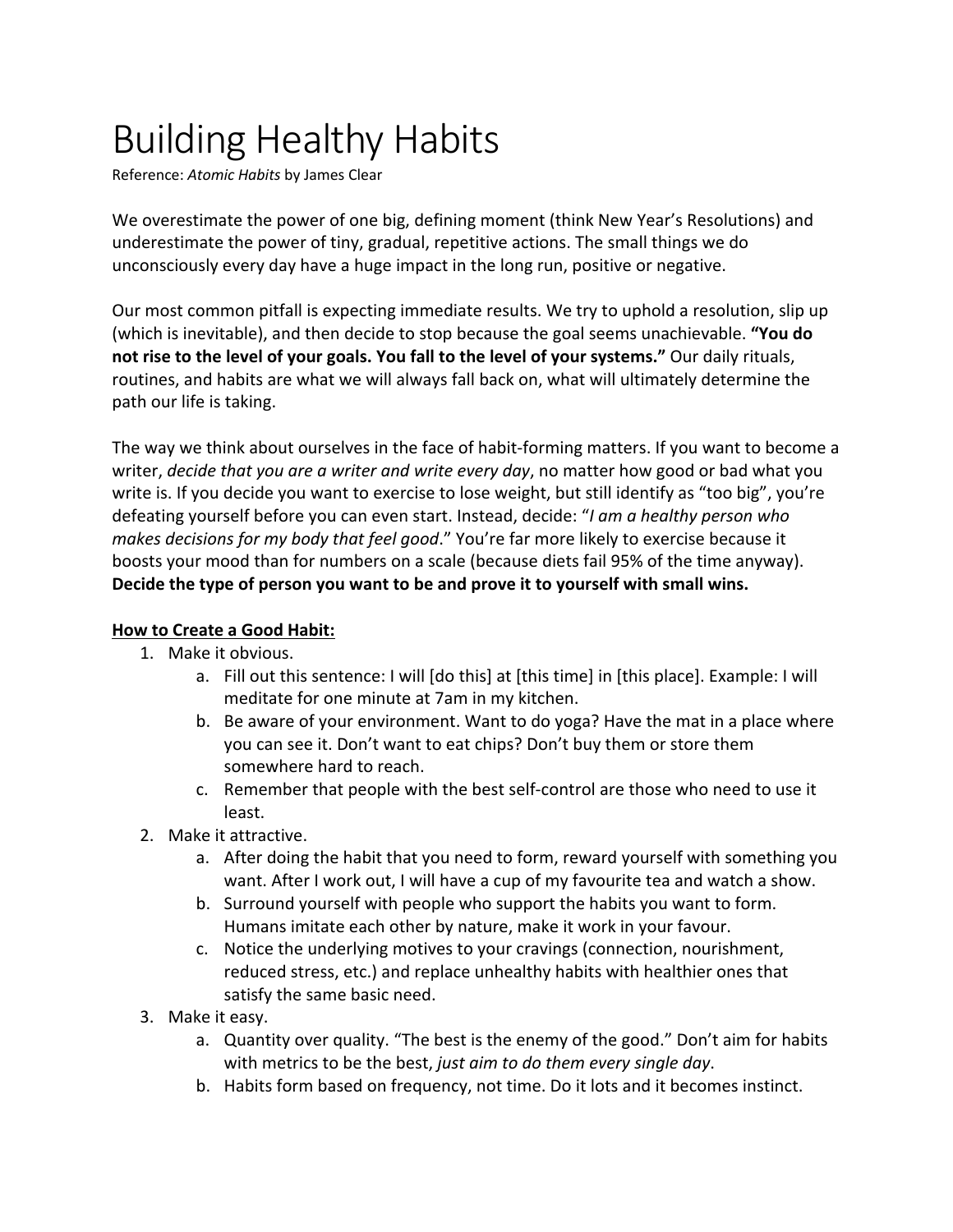# Building Healthy Habits

Reference: *Atomic Habits* by James Clear

We overestimate the power of one big, defining moment (think New Year's Resolutions) and underestimate the power of tiny, gradual, repetitive actions. The small things we do unconsciously every day have a huge impact in the long run, positive or negative.

Our most common pitfall is expecting immediate results. We try to uphold a resolution, slip up (which is inevitable), and then decide to stop because the goal seems unachievable. **"You do not rise to the level of your goals. You fall to the level of your systems."** Our daily rituals, routines, and habits are what we will always fall back on, what will ultimately determine the path our life is taking.

The way we think about ourselves in the face of habit-forming matters. If you want to become a writer, *decide that you are a writer and write every day*, no matter how good or bad what you write is. If you decide you want to exercise to lose weight, but still identify as "too big", you're defeating yourself before you can even start. Instead, decide: "*I am a healthy person who makes decisions for my body that feel good*." You're far more likely to exercise because it boosts your mood than for numbers on a scale (because diets fail 95% of the time anyway). **Decide the type of person you want to be and prove it to yourself with small wins.**

**How to Create a Good Habit:**

1. Make it obvious.
    a. Fill out this sentence: I will [do this] at [this time] in [this place]. Example: I will meditate for one minute at 7am in my kitchen.
    b. Be aware of your environment. Want to do yoga? Have the mat in a place where you can see it. Don't want to eat chips? Don't buy them or store them somewhere hard to reach.
    c. Remember that people with the best self-control are those who need to use it least.
2. Make it attractive.
    a. After doing the habit that you need to form, reward yourself with something you want. After I work out, I will have a cup of my favourite tea and watch a show.
    b. Surround yourself with people who support the habits you want to form. Humans imitate each other by nature, make it work in your favour.
    c. Notice the underlying motives to your cravings (connection, nourishment, reduced stress, etc.) and replace unhealthy habits with healthier ones that satisfy the same basic need.
3. Make it easy.
    a. Quantity over quality. "The best is the enemy of the good." Don't aim for habits with metrics to be the best, *just aim to do them every single day*.
    b. Habits form based on frequency, not time. Do it lots and it becomes instinct.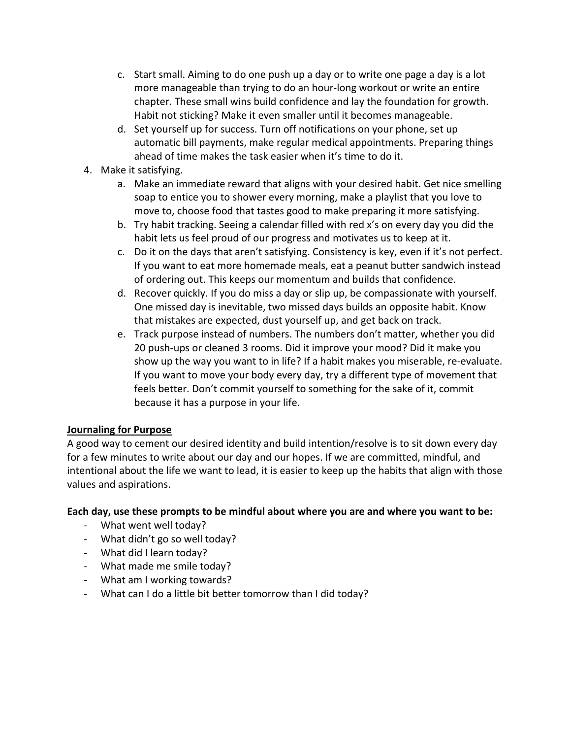c. Start small. Aiming to do one push up a day or to write one page a day is a lot more manageable than trying to do an hour-long workout or write an entire chapter. These small wins build confidence and lay the foundation for growth. Habit not sticking? Make it even smaller until it becomes manageable.

d. Set yourself up for success. Turn off notifications on your phone, set up automatic bill payments, make regular medical appointments. Preparing things ahead of time makes the task easier when it's time to do it.

4. Make it satisfying.
    a. Make an immediate reward that aligns with your desired habit. Get nice smelling soap to entice you to shower every morning, make a playlist that you love to move to, choose food that tastes good to make preparing it more satisfying.
    b. Try habit tracking. Seeing a calendar filled with red x's on every day you did the habit lets us feel proud of our progress and motivates us to keep at it.
    c. Do it on the days that aren't satisfying. Consistency is key, even if it's not perfect. If you want to eat more homemade meals, eat a peanut butter sandwich instead of ordering out. This keeps our momentum and builds that confidence.
    d. Recover quickly. If you do miss a day or slip up, be compassionate with yourself. One missed day is inevitable, two missed days builds an opposite habit. Know that mistakes are expected, dust yourself up, and get back on track.
    e. Track purpose instead of numbers. The numbers don't matter, whether you did 20 push-ups or cleaned 3 rooms. Did it improve your mood? Did it make you show up the way you want to in life? If a habit makes you miserable, re-evaluate. If you want to move your body every day, try a different type of movement that feels better. Don't commit yourself to something for the sake of it, commit because it has a purpose in your life.

## Journaling for Purpose

A good way to cement our desired identity and build intention/resolve is to sit down every day for a few minutes to write about our day and our hopes. If we are committed, mindful, and intentional about the life we want to lead, it is easier to keep up the habits that align with those values and aspirations.

**Each day, use these prompts to be mindful about where you are and where you want to be:**

- What went well today?
- What didn't go so well today?
- What did I learn today?
- What made me smile today?
- What am I working towards?
- What can I do a little bit better tomorrow than I did today?